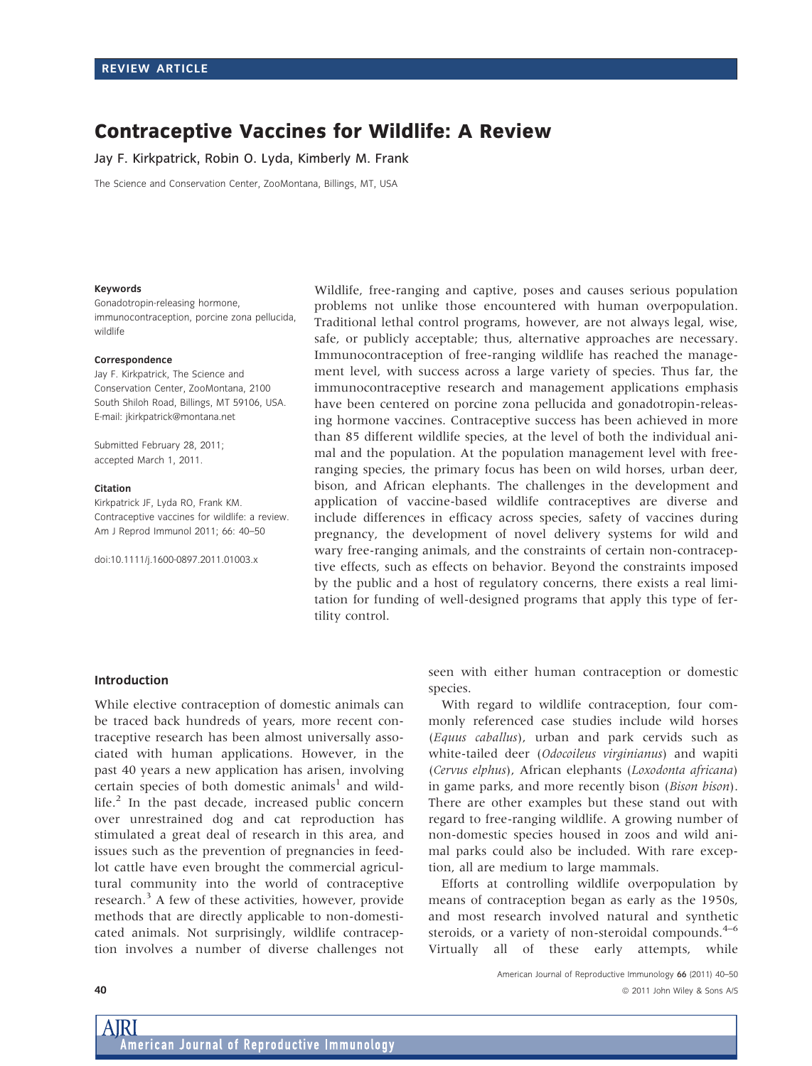REVIEW ARTICLE

# Contraceptive Vaccines for Wildlife: A Review

Jay F. Kirkpatrick, Robin O. Lyda, Kimberly M. Frank

The Science and Conservation Center, ZooMontana, Billings, MT, USA

**Keywords**

Gonadotropin-releasing hormone, immunocontraception, porcine zona pellucida, wildlife

**Correspondence**

Jay F. Kirkpatrick, The Science and Conservation Center, ZooMontana, 2100 South Shiloh Road, Billings, MT 59106, USA. E-mail: jkirkpatrick@montana.net

Submitted February 28, 2011; accepted March 1, 2011.

**Citation**

Kirkpatrick JF, Lyda RO, Frank KM. Contraceptive vaccines for wildlife: a review. Am J Reprod Immunol 2011; 66: 40–50

doi:10.1111/j.1600-0897.2011.01003.x

Wildlife, free-ranging and captive, poses and causes serious population problems not unlike those encountered with human overpopulation. Traditional lethal control programs, however, are not always legal, wise, safe, or publicly acceptable; thus, alternative approaches are necessary. Immunocontraception of free-ranging wildlife has reached the management level, with success across a large variety of species. Thus far, the immunocontraceptive research and management applications emphasis have been centered on porcine zona pellucida and gonadotropin-releasing hormone vaccines. Contraceptive success has been achieved in more than 85 different wildlife species, at the level of both the individual animal and the population. At the population management level with free-ranging species, the primary focus has been on wild horses, urban deer, bison, and African elephants. The challenges in the development and application of vaccine-based wildlife contraceptives are diverse and include differences in efficacy across species, safety of vaccines during pregnancy, the development of novel delivery systems for wild and wary free-ranging animals, and the constraints of certain non-contraceptive effects, such as effects on behavior. Beyond the constraints imposed by the public and a host of regulatory concerns, there exists a real limitation for funding of well-designed programs that apply this type of fertility control.

## Introduction

While elective contraception of domestic animals can be traced back hundreds of years, more recent contraceptive research has been almost universally associated with human applications. However, in the past 40 years a new application has arisen, involving certain species of both domestic animals[1] and wildlife.[2] In the past decade, increased public concern over unrestrained dog and cat reproduction has stimulated a great deal of research in this area, and issues such as the prevention of pregnancies in feedlot cattle have even brought the commercial agricultural community into the world of contraceptive research.[3] A few of these activities, however, provide methods that are directly applicable to non-domesticated animals. Not surprisingly, wildlife contraception involves a number of diverse challenges not seen with either human contraception or domestic species.

With regard to wildlife contraception, four commonly referenced case studies include wild horses (*Equus caballus*), urban and park cervids such as white-tailed deer (*Odocoileus virginianus*) and wapiti (*Cervus elphus*), African elephants (*Loxodonta africana*) in game parks, and more recently bison (*Bison bison*). There are other examples but these stand out with regard to free-ranging wildlife. A growing number of non-domestic species housed in zoos and wild animal parks could also be included. With rare exception, all are medium to large mammals.

Efforts at controlling wildlife overpopulation by means of contraception began as early as the 1950s, and most research involved natural and synthetic steroids, or a variety of non-steroidal compounds.[4–6] Virtually all of these early attempts, while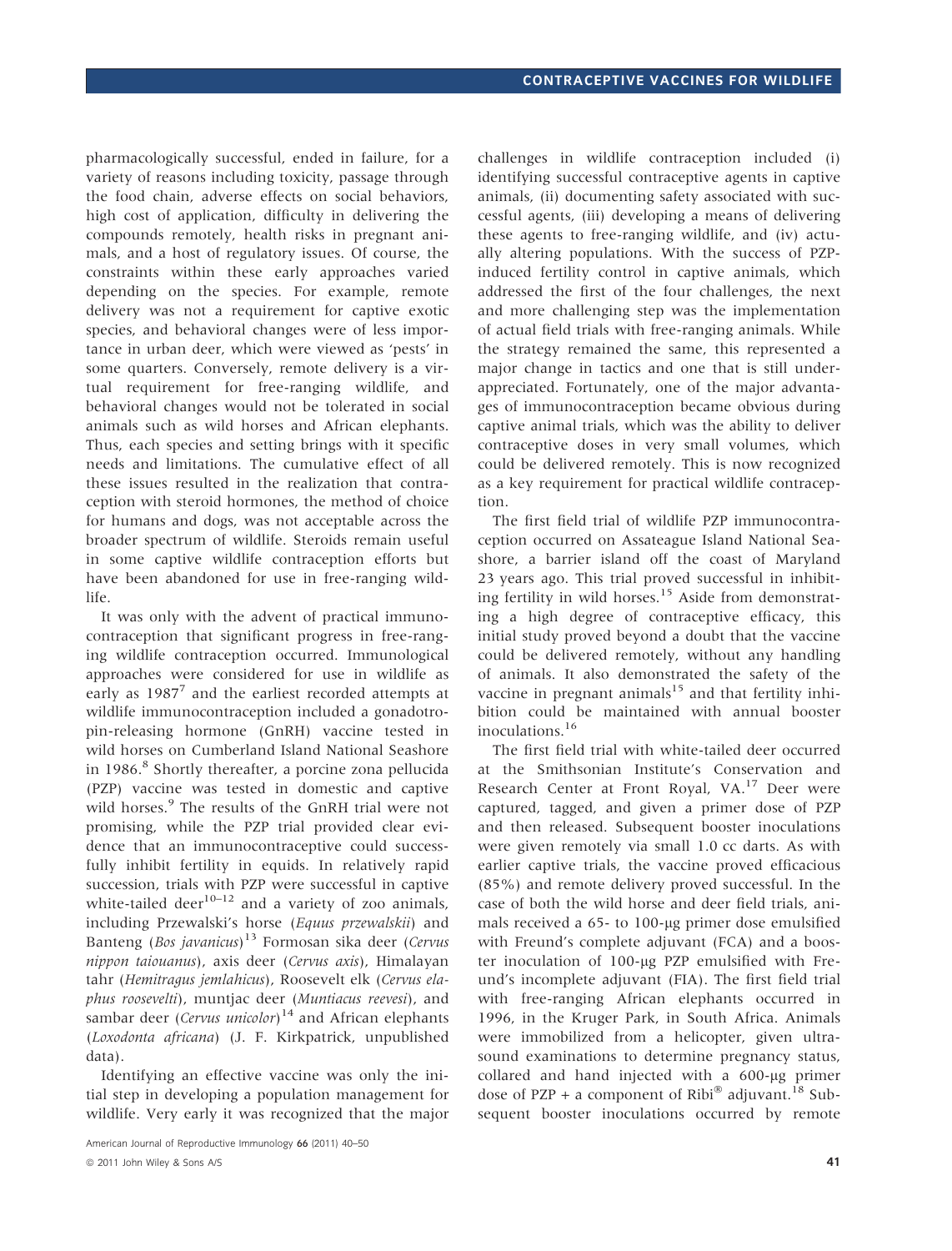pharmacologically successful, ended in failure, for a variety of reasons including toxicity, passage through the food chain, adverse effects on social behaviors, high cost of application, difficulty in delivering the compounds remotely, health risks in pregnant animals, and a host of regulatory issues. Of course, the constraints within these early approaches varied depending on the species. For example, remote delivery was not a requirement for captive exotic species, and behavioral changes were of less importance in urban deer, which were viewed as 'pests' in some quarters. Conversely, remote delivery is a virtual requirement for free-ranging wildlife, and behavioral changes would not be tolerated in social animals such as wild horses and African elephants. Thus, each species and setting brings with it specific needs and limitations. The cumulative effect of all these issues resulted in the realization that contraception with steroid hormones, the method of choice for humans and dogs, was not acceptable across the broader spectrum of wildlife. Steroids remain useful in some captive wildlife contraception efforts but have been abandoned for use in free-ranging wildlife.

It was only with the advent of practical immunocontraception that significant progress in free-ranging wildlife contraception occurred. Immunological approaches were considered for use in wildlife as early as 1987[7] and the earliest recorded attempts at wildlife immunocontraception included a gonadotropin-releasing hormone (GnRH) vaccine tested in wild horses on Cumberland Island National Seashore in 1986.[8] Shortly thereafter, a porcine zona pellucida (PZP) vaccine was tested in domestic and captive wild horses.[9] The results of the GnRH trial were not promising, while the PZP trial provided clear evidence that an immunocontraceptive could successfully inhibit fertility in equids. In relatively rapid succession, trials with PZP were successful in captive white-tailed deer[10–12] and a variety of zoo animals, including Przewalski's horse (*Equus przewalskii*) and Banteng (*Bos javanicus*)[13] Formosan sika deer (*Cervus nippon taiouanus*), axis deer (*Cervus axis*), Himalayan tahr (*Hemitragus jemlahicus*), Roosevelt elk (*Cervus elaphus roosevelti*), muntjac deer (*Muntiacus reevesi*), and sambar deer (*Cervus unicolor*)[14] and African elephants (*Loxodonta africana*) (J. F. Kirkpatrick, unpublished data).

Identifying an effective vaccine was only the initial step in developing a population management for wildlife. Very early it was recognized that the major challenges in wildlife contraception included (i) identifying successful contraceptive agents in captive animals, (ii) documenting safety associated with successful agents, (iii) developing a means of delivering these agents to free-ranging wildlife, and (iv) actually altering populations. With the success of PZP-induced fertility control in captive animals, which addressed the first of the four challenges, the next and more challenging step was the implementation of actual field trials with free-ranging animals. While the strategy remained the same, this represented a major change in tactics and one that is still underappreciated. Fortunately, one of the major advantages of immunocontraception became obvious during captive animal trials, which was the ability to deliver contraceptive doses in very small volumes, which could be delivered remotely. This is now recognized as a key requirement for practical wildlife contraception.

The first field trial of wildlife PZP immunocontraception occurred on Assateague Island National Seashore, a barrier island off the coast of Maryland 23 years ago. This trial proved successful in inhibiting fertility in wild horses.[15] Aside from demonstrating a high degree of contraceptive efficacy, this initial study proved beyond a doubt that the vaccine could be delivered remotely, without any handling of animals. It also demonstrated the safety of the vaccine in pregnant animals[15] and that fertility inhibition could be maintained with annual booster inoculations.[16]

The first field trial with white-tailed deer occurred at the Smithsonian Institute's Conservation and Research Center at Front Royal, VA.[17] Deer were captured, tagged, and given a primer dose of PZP and then released. Subsequent booster inoculations were given remotely via small 1.0 cc darts. As with earlier captive trials, the vaccine proved efficacious (85%) and remote delivery proved successful. In the case of both the wild horse and deer field trials, animals received a 65- to 100-μg primer dose emulsified with Freund's complete adjuvant (FCA) and a booster inoculation of 100-μg PZP emulsified with Freund's incomplete adjuvant (FIA). The first field trial with free-ranging African elephants occurred in 1996, in the Kruger Park, in South Africa. Animals were immobilized from a helicopter, given ultrasound examinations to determine pregnancy status, collared and hand injected with a 600-μg primer dose of PZP + a component of Ribi® adjuvant.[18] Subsequent booster inoculations occurred by remote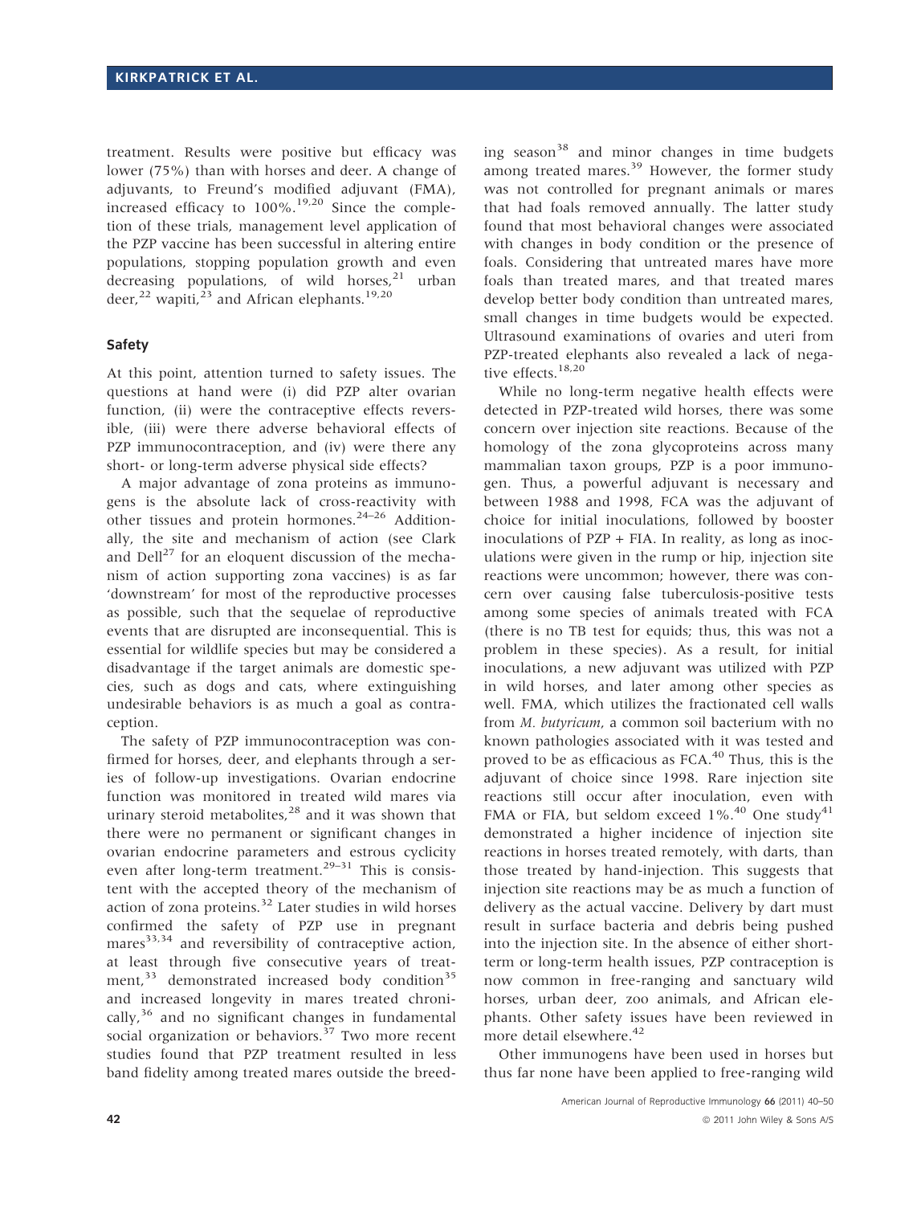treatment. Results were positive but efficacy was lower (75%) than with horses and deer. A change of adjuvants, to Freund's modified adjuvant (FMA), increased efficacy to 100%.[19,20] Since the completion of these trials, management level application of the PZP vaccine has been successful in altering entire populations, stopping population growth and even decreasing populations, of wild horses,[21] urban deer,[22] wapiti,[23] and African elephants.[19,20]

### Safety

At this point, attention turned to safety issues. The questions at hand were (i) did PZP alter ovarian function, (ii) were the contraceptive effects reversible, (iii) were there adverse behavioral effects of PZP immunocontraception, and (iv) were there any short- or long-term adverse physical side effects?

A major advantage of zona proteins as immunogens is the absolute lack of cross-reactivity with other tissues and protein hormones.[24–26] Additionally, the site and mechanism of action (see Clark and Dell[27] for an eloquent discussion of the mechanism of action supporting zona vaccines) is as far 'downstream' for most of the reproductive processes as possible, such that the sequelae of reproductive events that are disrupted are inconsequential. This is essential for wildlife species but may be considered a disadvantage if the target animals are domestic species, such as dogs and cats, where extinguishing undesirable behaviors is as much a goal as contraception.

The safety of PZP immunocontraception was confirmed for horses, deer, and elephants through a series of follow-up investigations. Ovarian endocrine function was monitored in treated wild mares via urinary steroid metabolites,[28] and it was shown that there were no permanent or significant changes in ovarian endocrine parameters and estrous cyclicity even after long-term treatment.[29–31] This is consistent with the accepted theory of the mechanism of action of zona proteins.[32] Later studies in wild horses confirmed the safety of PZP use in pregnant mares[33,34] and reversibility of contraceptive action, at least through five consecutive years of treatment,[33] demonstrated increased body condition[35] and increased longevity in mares treated chronically,[36] and no significant changes in fundamental social organization or behaviors.[37] Two more recent studies found that PZP treatment resulted in less band fidelity among treated mares outside the breeding season[38] and minor changes in time budgets among treated mares.[39] However, the former study was not controlled for pregnant animals or mares that had foals removed annually. The latter study found that most behavioral changes were associated with changes in body condition or the presence of foals. Considering that untreated mares have more foals than treated mares, and that treated mares develop better body condition than untreated mares, small changes in time budgets would be expected. Ultrasound examinations of ovaries and uteri from PZP-treated elephants also revealed a lack of negative effects.[18,20]

While no long-term negative health effects were detected in PZP-treated wild horses, there was some concern over injection site reactions. Because of the homology of the zona glycoproteins across many mammalian taxon groups, PZP is a poor immunogen. Thus, a powerful adjuvant is necessary and between 1988 and 1998, FCA was the adjuvant of choice for initial inoculations, followed by booster inoculations of PZP + FIA. In reality, as long as inoculations were given in the rump or hip, injection site reactions were uncommon; however, there was concern over causing false tuberculosis-positive tests among some species of animals treated with FCA (there is no TB test for equids; thus, this was not a problem in these species). As a result, for initial inoculations, a new adjuvant was utilized with PZP in wild horses, and later among other species as well. FMA, which utilizes the fractionated cell walls from *M. butyricum*, a common soil bacterium with no known pathologies associated with it was tested and proved to be as efficacious as FCA.[40] Thus, this is the adjuvant of choice since 1998. Rare injection site reactions still occur after inoculation, even with FMA or FIA, but seldom exceed 1%.[40] One study[41] demonstrated a higher incidence of injection site reactions in horses treated remotely, with darts, than those treated by hand-injection. This suggests that injection site reactions may be as much a function of delivery as the actual vaccine. Delivery by dart must result in surface bacteria and debris being pushed into the injection site. In the absence of either short-term or long-term health issues, PZP contraception is now common in free-ranging and sanctuary wild horses, urban deer, zoo animals, and African elephants. Other safety issues have been reviewed in more detail elsewhere.[42]

Other immunogens have been used in horses but thus far none have been applied to free-ranging wild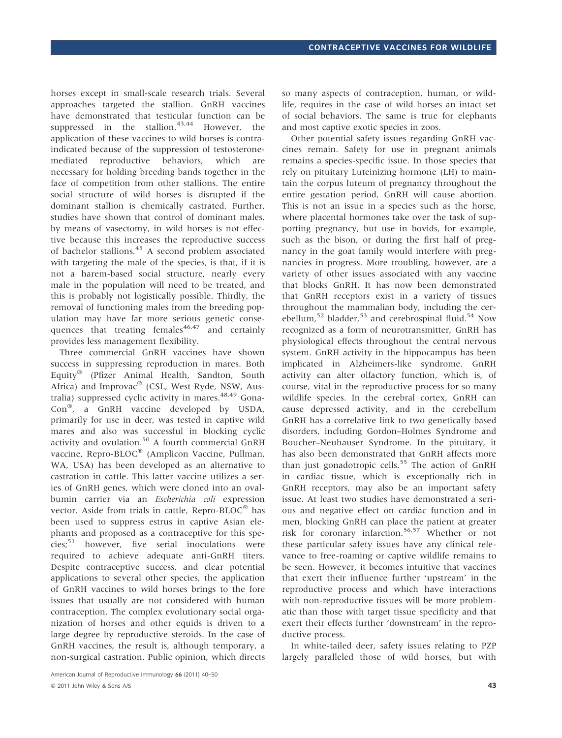horses except in small-scale research trials. Several approaches targeted the stallion. GnRH vaccines have demonstrated that testicular function can be suppressed in the stallion.[43,44] However, the application of these vaccines to wild horses is contraindicated because of the suppression of testosterone-mediated reproductive behaviors, which are necessary for holding breeding bands together in the face of competition from other stallions. The entire social structure of wild horses is disrupted if the dominant stallion is chemically castrated. Further, studies have shown that control of dominant males, by means of vasectomy, in wild horses is not effective because this increases the reproductive success of bachelor stallions.[45] A second problem associated with targeting the male of the species, is that, if it is not a harem-based social structure, nearly every male in the population will need to be treated, and this is probably not logistically possible. Thirdly, the removal of functioning males from the breeding population may have far more serious genetic consequences that treating females[46,47] and certainly provides less management flexibility.

Three commercial GnRH vaccines have shown success in suppressing reproduction in mares. Both Equity® (Pfizer Animal Health, Sandton, South Africa) and Improvac® (CSL, West Ryde, NSW, Australia) suppressed cyclic activity in mares.[48,49] Gona-Con®, a GnRH vaccine developed by USDA, primarily for use in deer, was tested in captive wild mares and also was successful in blocking cyclic activity and ovulation.[50] A fourth commercial GnRH vaccine, Repro-BLOC® (Amplicon Vaccine, Pullman, WA, USA) has been developed as an alternative to castration in cattle. This latter vaccine utilizes a series of GnRH genes, which were cloned into an ovalbumin carrier via an *Escherichia coli* expression vector. Aside from trials in cattle, Repro-BLOC® has been used to suppress estrus in captive Asian elephants and proposed as a contraceptive for this species;[51] however, five serial inoculations were required to achieve adequate anti-GnRH titers. Despite contraceptive success, and clear potential applications to several other species, the application of GnRH vaccines to wild horses brings to the fore issues that usually are not considered with human contraception. The complex evolutionary social organization of horses and other equids is driven to a large degree by reproductive steroids. In the case of GnRH vaccines, the result is, although temporary, a non-surgical castration. Public opinion, which directs so many aspects of contraception, human, or wildlife, requires in the case of wild horses an intact set of social behaviors. The same is true for elephants and most captive exotic species in zoos.

Other potential safety issues regarding GnRH vaccines remain. Safety for use in pregnant animals remains a species-specific issue. In those species that rely on pituitary Luteinizing hormone (LH) to maintain the corpus luteum of pregnancy throughout the entire gestation period, GnRH will cause abortion. This is not an issue in a species such as the horse, where placental hormones take over the task of supporting pregnancy, but use in bovids, for example, such as the bison, or during the first half of pregnancy in the goat family would interfere with pregnancies in progress. More troubling, however, are a variety of other issues associated with any vaccine that blocks GnRH. It has now been demonstrated that GnRH receptors exist in a variety of tissues throughout the mammalian body, including the cerebellum,[52] bladder,[53] and cerebrospinal fluid.[54] Now recognized as a form of neurotransmitter, GnRH has physiological effects throughout the central nervous system. GnRH activity in the hippocampus has been implicated in Alzheimers-like syndrome. GnRH activity can alter olfactory function, which is, of course, vital in the reproductive process for so many wildlife species. In the cerebral cortex, GnRH can cause depressed activity, and in the cerebellum GnRH has a correlative link to two genetically based disorders, including Gordon–Holmes Syndrome and Boucher–Neuhauser Syndrome. In the pituitary, it has also been demonstrated that GnRH affects more than just gonadotropic cells.[55] The action of GnRH in cardiac tissue, which is exceptionally rich in GnRH receptors, may also be an important safety issue. At least two studies have demonstrated a serious and negative effect on cardiac function and in men, blocking GnRH can place the patient at greater risk for coronary infarction.[56,57] Whether or not these particular safety issues have any clinical relevance to free-roaming or captive wildlife remains to be seen. However, it becomes intuitive that vaccines that exert their influence further 'upstream' in the reproductive process and which have interactions with non-reproductive tissues will be more problematic than those with target tissue specificity and that exert their effects further 'downstream' in the reproductive process.

In white-tailed deer, safety issues relating to PZP largely paralleled those of wild horses, but with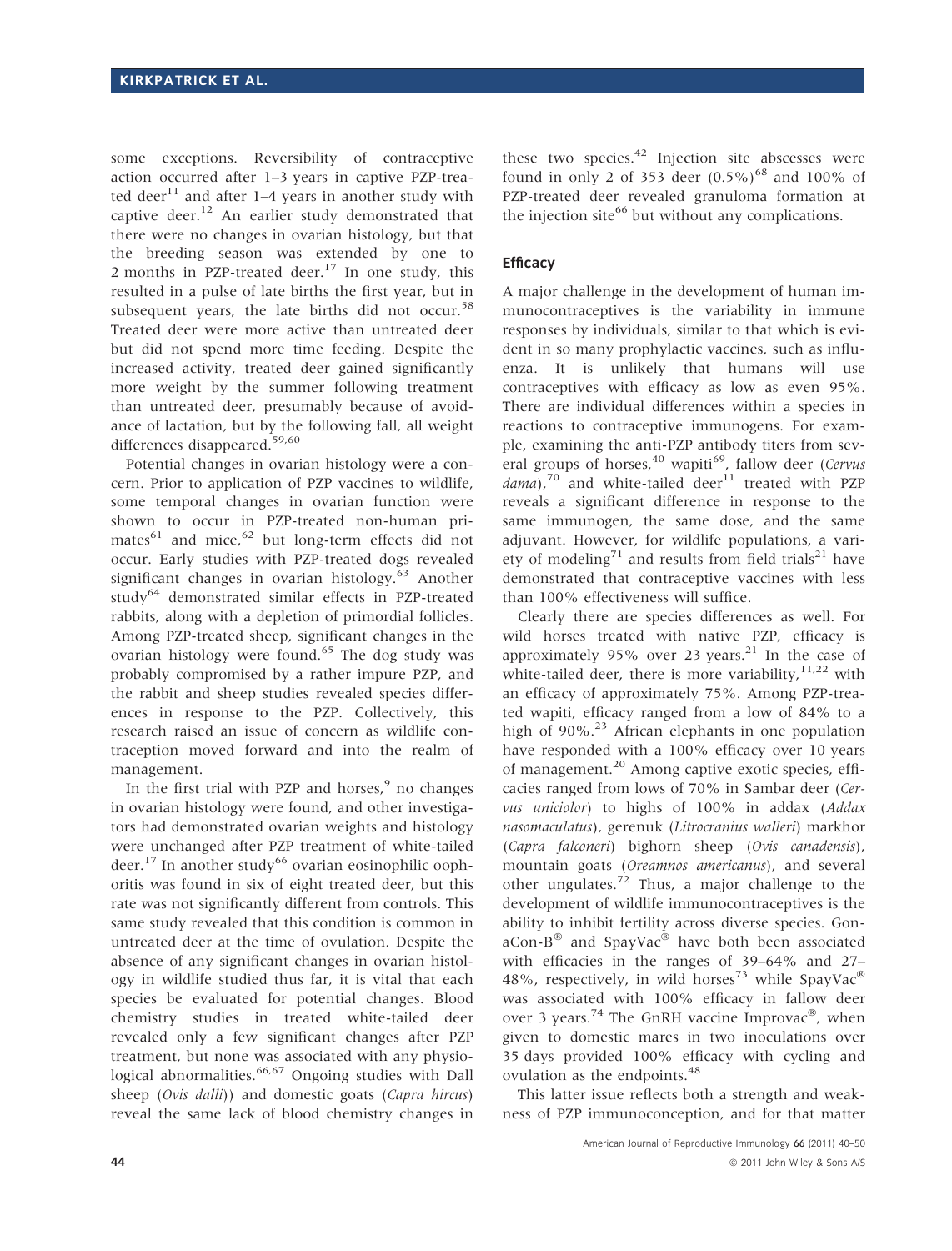some exceptions. Reversibility of contraceptive action occurred after 1–3 years in captive PZP-treated deer[11] and after 1–4 years in another study with captive deer.[12] An earlier study demonstrated that there were no changes in ovarian histology, but that the breeding season was extended by one to 2 months in PZP-treated deer.[17] In one study, this resulted in a pulse of late births the first year, but in subsequent years, the late births did not occur.[58] Treated deer were more active than untreated deer but did not spend more time feeding. Despite the increased activity, treated deer gained significantly more weight by the summer following treatment than untreated deer, presumably because of avoidance of lactation, but by the following fall, all weight differences disappeared.[59,60]

Potential changes in ovarian histology were a concern. Prior to application of PZP vaccines to wildlife, some temporal changes in ovarian function were shown to occur in PZP-treated non-human primates[61] and mice,[62] but long-term effects did not occur. Early studies with PZP-treated dogs revealed significant changes in ovarian histology.[63] Another study[64] demonstrated similar effects in PZP-treated rabbits, along with a depletion of primordial follicles. Among PZP-treated sheep, significant changes in the ovarian histology were found.[65] The dog study was probably compromised by a rather impure PZP, and the rabbit and sheep studies revealed species differences in response to the PZP. Collectively, this research raised an issue of concern as wildlife contraception moved forward and into the realm of management.

In the first trial with PZP and horses,[9] no changes in ovarian histology were found, and other investigators had demonstrated ovarian weights and histology were unchanged after PZP treatment of white-tailed deer.[17] In another study[66] ovarian eosinophilic oophoritis was found in six of eight treated deer, but this rate was not significantly different from controls. This same study revealed that this condition is common in untreated deer at the time of ovulation. Despite the absence of any significant changes in ovarian histology in wildlife studied thus far, it is vital that each species be evaluated for potential changes. Blood chemistry studies in treated white-tailed deer revealed only a few significant changes after PZP treatment, but none was associated with any physiological abnormalities.[66,67] Ongoing studies with Dall sheep (*Ovis dalli*)) and domestic goats (*Capra hircus*) reveal the same lack of blood chemistry changes in these two species.[42] Injection site abscesses were found in only 2 of 353 deer (0.5%)[68] and 100% of PZP-treated deer revealed granuloma formation at the injection site[66] but without any complications.

### Efficacy

A major challenge in the development of human immunocontraceptives is the variability in immune responses by individuals, similar to that which is evident in so many prophylactic vaccines, such as influenza. It is unlikely that humans will use contraceptives with efficacy as low as even 95%. There are individual differences within a species in reactions to contraceptive immunogens. For example, examining the anti-PZP antibody titers from several groups of horses,[40] wapiti[69], fallow deer (*Cervus dama*),[70] and white-tailed deer[11] treated with PZP reveals a significant difference in response to the same immunogen, the same dose, and the same adjuvant. However, for wildlife populations, a variety of modeling[71] and results from field trials[21] have demonstrated that contraceptive vaccines with less than 100% effectiveness will suffice.

Clearly there are species differences as well. For wild horses treated with native PZP, efficacy is approximately 95% over 23 years.[21] In the case of white-tailed deer, there is more variability,[11,22] with an efficacy of approximately 75%. Among PZP-treated wapiti, efficacy ranged from a low of 84% to a high of 90%.[23] African elephants in one population have responded with a 100% efficacy over 10 years of management.[20] Among captive exotic species, efficacies ranged from lows of 70% in Sambar deer (*Cervus uniciolor*) to highs of 100% in addax (*Addax nasomaculatus*), gerenuk (*Litrocranius walleri*) markhor (*Capra falconeri*) bighorn sheep (*Ovis canadensis*), mountain goats (*Oreamnos americanus*), and several other ungulates.[72] Thus, a major challenge to the development of wildlife immunocontraceptives is the ability to inhibit fertility across diverse species. GonaCon-B® and SpayVac® have both been associated with efficacies in the ranges of 39–64% and 27–48%, respectively, in wild horses[73] while SpayVac® was associated with 100% efficacy in fallow deer over 3 years.[74] The GnRH vaccine Improvac®, when given to domestic mares in two inoculations over 35 days provided 100% efficacy with cycling and ovulation as the endpoints.[48]

This latter issue reflects both a strength and weakness of PZP immunoconception, and for that matter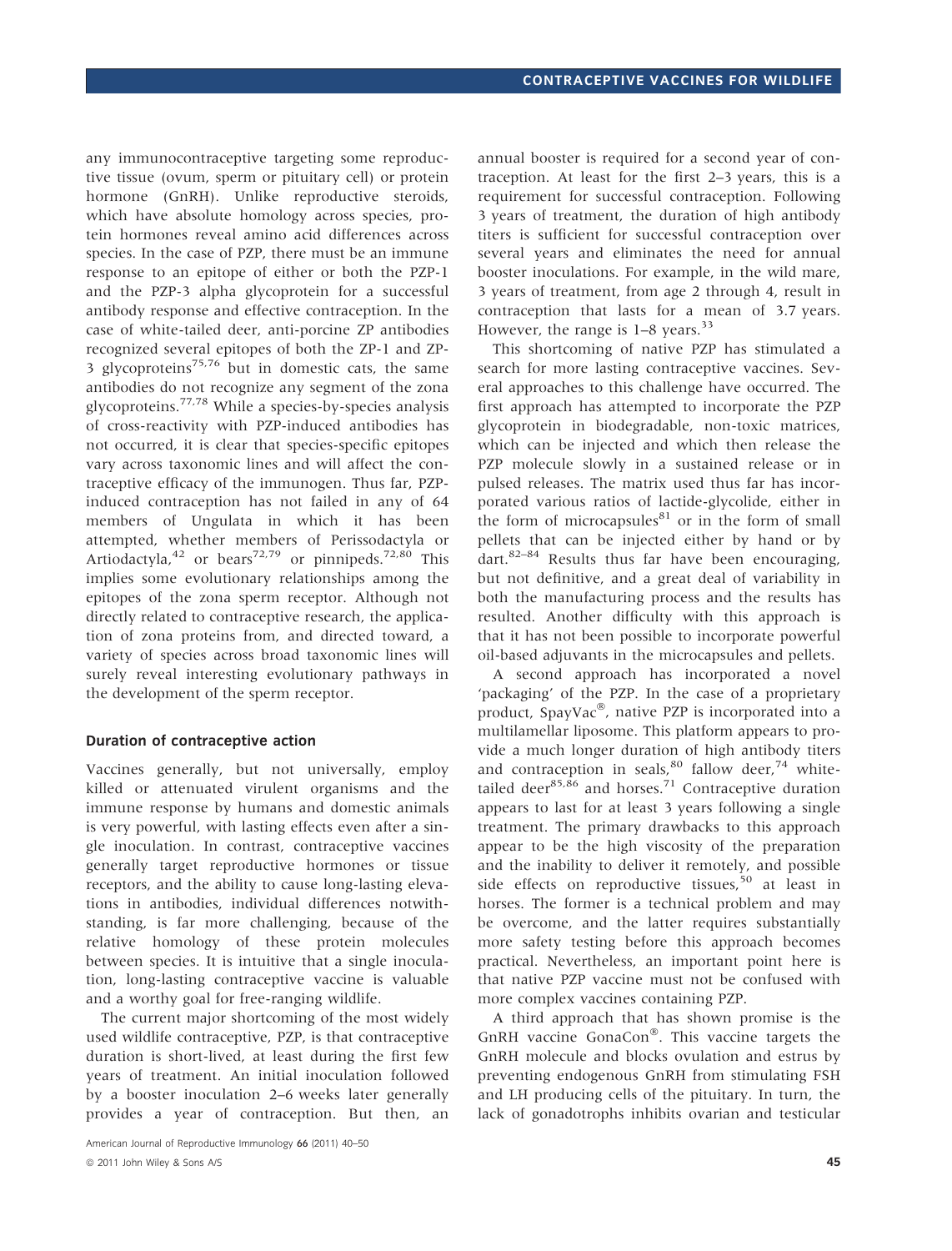any immunocontraceptive targeting some reproductive tissue (ovum, sperm or pituitary cell) or protein hormone (GnRH). Unlike reproductive steroids, which have absolute homology across species, protein hormones reveal amino acid differences across species. In the case of PZP, there must be an immune response to an epitope of either or both the PZP-1 and the PZP-3 alpha glycoprotein for a successful antibody response and effective contraception. In the case of white-tailed deer, anti-porcine ZP antibodies recognized several epitopes of both the ZP-1 and ZP-3 glycoproteins[75,76] but in domestic cats, the same antibodies do not recognize any segment of the zona glycoproteins.[77,78] While a species-by-species analysis of cross-reactivity with PZP-induced antibodies has not occurred, it is clear that species-specific epitopes vary across taxonomic lines and will affect the contraceptive efficacy of the immunogen. Thus far, PZP-induced contraception has not failed in any of 64 members of Ungulata in which it has been attempted, whether members of Perissodactyla or Artiodactyla,[42] or bears[72,79] or pinnipeds.[72,80] This implies some evolutionary relationships among the epitopes of the zona sperm receptor. Although not directly related to contraceptive research, the application of zona proteins from, and directed toward, a variety of species across broad taxonomic lines will surely reveal interesting evolutionary pathways in the development of the sperm receptor.

### Duration of contraceptive action

Vaccines generally, but not universally, employ killed or attenuated virulent organisms and the immune response by humans and domestic animals is very powerful, with lasting effects even after a single inoculation. In contrast, contraceptive vaccines generally target reproductive hormones or tissue receptors, and the ability to cause long-lasting elevations in antibodies, individual differences notwithstanding, is far more challenging, because of the relative homology of these protein molecules between species. It is intuitive that a single inoculation, long-lasting contraceptive vaccine is valuable and a worthy goal for free-ranging wildlife.

The current major shortcoming of the most widely used wildlife contraceptive, PZP, is that contraceptive duration is short-lived, at least during the first few years of treatment. An initial inoculation followed by a booster inoculation 2–6 weeks later generally provides a year of contraception. But then, an annual booster is required for a second year of contraception. At least for the first 2–3 years, this is a requirement for successful contraception. Following 3 years of treatment, the duration of high antibody titers is sufficient for successful contraception over several years and eliminates the need for annual booster inoculations. For example, in the wild mare, 3 years of treatment, from age 2 through 4, result in contraception that lasts for a mean of 3.7 years. However, the range is 1–8 years.[33]

This shortcoming of native PZP has stimulated a search for more lasting contraceptive vaccines. Several approaches to this challenge have occurred. The first approach has attempted to incorporate the PZP glycoprotein in biodegradable, non-toxic matrices, which can be injected and which then release the PZP molecule slowly in a sustained release or in pulsed releases. The matrix used thus far has incorporated various ratios of lactide-glycolide, either in the form of microcapsules[81] or in the form of small pellets that can be injected either by hand or by dart.[82–84] Results thus far have been encouraging, but not definitive, and a great deal of variability in both the manufacturing process and the results has resulted. Another difficulty with this approach is that it has not been possible to incorporate powerful oil-based adjuvants in the microcapsules and pellets.

A second approach has incorporated a novel 'packaging' of the PZP. In the case of a proprietary product, SpayVac®, native PZP is incorporated into a multilamellar liposome. This platform appears to provide a much longer duration of high antibody titers and contraception in seals,[80] fallow deer,[74] white-tailed deer[85,86] and horses.[71] Contraceptive duration appears to last for at least 3 years following a single treatment. The primary drawbacks to this approach appear to be the high viscosity of the preparation and the inability to deliver it remotely, and possible side effects on reproductive tissues,[50] at least in horses. The former is a technical problem and may be overcome, and the latter requires substantially more safety testing before this approach becomes practical. Nevertheless, an important point here is that native PZP vaccine must not be confused with more complex vaccines containing PZP.

A third approach that has shown promise is the GnRH vaccine GonaCon®. This vaccine targets the GnRH molecule and blocks ovulation and estrus by preventing endogenous GnRH from stimulating FSH and LH producing cells of the pituitary. In turn, the lack of gonadotrophs inhibits ovarian and testicular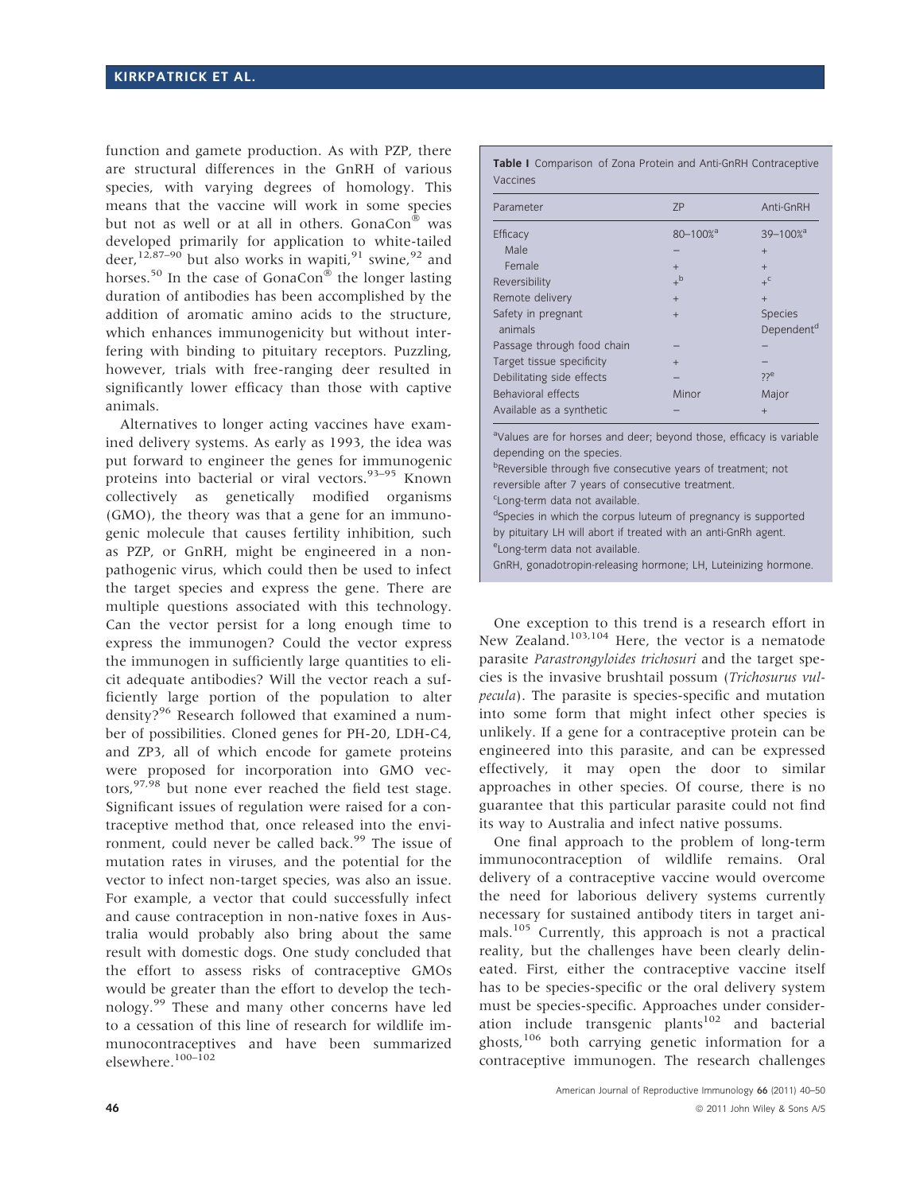function and gamete production. As with PZP, there are structural differences in the GnRH of various species, with varying degrees of homology. This means that the vaccine will work in some species but not as well or at all in others. GonaCon® was developed primarily for application to white-tailed deer,[12,87–90] but also works in wapiti,[91] swine,[92] and horses.[50] In the case of GonaCon® the longer lasting duration of antibodies has been accomplished by the addition of aromatic amino acids to the structure, which enhances immunogenicity but without interfering with binding to pituitary receptors. Puzzling, however, trials with free-ranging deer resulted in significantly lower efficacy than those with captive animals.

Alternatives to longer acting vaccines have examined delivery systems. As early as 1993, the idea was put forward to engineer the genes for immunogenic proteins into bacterial or viral vectors.[93–95] Known collectively as genetically modified organisms (GMO), the theory was that a gene for an immunogenic molecule that causes fertility inhibition, such as PZP, or GnRH, might be engineered in a non-pathogenic virus, which could then be used to infect the target species and express the gene. There are multiple questions associated with this technology. Can the vector persist for a long enough time to express the immunogen? Could the vector express the immunogen in sufficiently large quantities to elicit adequate antibodies? Will the vector reach a sufficiently large portion of the population to alter density?[96] Research followed that examined a number of possibilities. Cloned genes for PH-20, LDH-C4, and ZP3, all of which encode for gamete proteins were proposed for incorporation into GMO vectors,[97,98] but none ever reached the field test stage. Significant issues of regulation were raised for a contraceptive method that, once released into the environment, could never be called back.[99] The issue of mutation rates in viruses, and the potential for the vector to infect non-target species, was also an issue. For example, a vector that could successfully infect and cause contraception in non-native foxes in Australia would probably also bring about the same result with domestic dogs. One study concluded that the effort to assess risks of contraceptive GMOs would be greater than the effort to develop the technology.[99] These and many other concerns have led to a cessation of this line of research for wildlife immunocontraceptives and have been summarized elsewhere.[100–102]

**Table I** Comparison of Zona Protein and Anti-GnRH Contraceptive Vaccines

| Parameter | ZP | Anti-GnRH |
|---|---|---|
| Efficacy | 80–100%[a] | 39–100%[a] |
| Male | – | + |
| Female | + | + |
| Reversibility | +[b] | +[c] |
| Remote delivery | + | + |
| Safety in pregnant animals | + | Species Dependent[d] |
| Passage through food chain | – | – |
| Target tissue specificity | + | – |
| Debilitating side effects | – | ??[e] |
| Behavioral effects | Minor | Major |
| Available as a synthetic | – | + |

[a]Values are for horses and deer; beyond those, efficacy is variable depending on the species.
[b]Reversible through five consecutive years of treatment; not reversible after 7 years of consecutive treatment.
[c]Long-term data not available.
[d]Species in which the corpus luteum of pregnancy is supported by pituitary LH will abort if treated with an anti-GnRh agent.
[e]Long-term data not available.
GnRH, gonadotropin-releasing hormone; LH, Luteinizing hormone.

One exception to this trend is a research effort in New Zealand.[103,104] Here, the vector is a nematode parasite *Parastrongyloides trichosuri* and the target species is the invasive brushtail possum (*Trichosurus vulpecula*). The parasite is species-specific and mutation into some form that might infect other species is unlikely. If a gene for a contraceptive protein can be engineered into this parasite, and can be expressed effectively, it may open the door to similar approaches in other species. Of course, there is no guarantee that this particular parasite could not find its way to Australia and infect native possums.

One final approach to the problem of long-term immunocontraception of wildlife remains. Oral delivery of a contraceptive vaccine would overcome the need for laborious delivery systems currently necessary for sustained antibody titers in target animals.[105] Currently, this approach is not a practical reality, but the challenges have been clearly delineated. First, either the contraceptive vaccine itself has to be species-specific or the oral delivery system must be species-specific. Approaches under consideration include transgenic plants[102] and bacterial ghosts,[106] both carrying genetic information for a contraceptive immunogen. The research challenges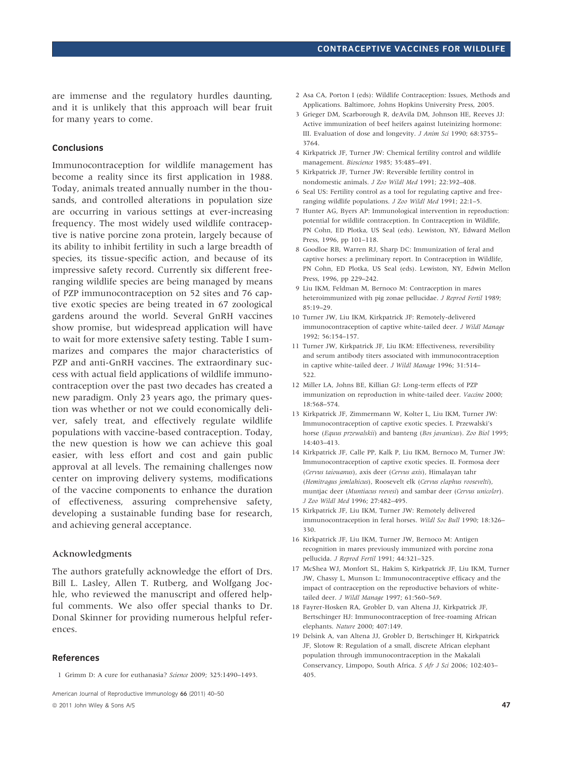are immense and the regulatory hurdles daunting, and it is unlikely that this approach will bear fruit for many years to come.

## Conclusions

Immunocontraception for wildlife management has become a reality since its first application in 1988. Today, animals treated annually number in the thousands, and controlled alterations in population size are occurring in various settings at ever-increasing frequency. The most widely used wildlife contraceptive is native porcine zona protein, largely because of its ability to inhibit fertility in such a large breadth of species, its tissue-specific action, and because of its impressive safety record. Currently six different free-ranging wildlife species are being managed by means of PZP immunocontraception on 52 sites and 76 captive exotic species are being treated in 67 zoological gardens around the world. Several GnRH vaccines show promise, but widespread application will have to wait for more extensive safety testing. Table I summarizes and compares the major characteristics of PZP and anti-GnRH vaccines. The extraordinary success with actual field applications of wildlife immunocontraception over the past two decades has created a new paradigm. Only 23 years ago, the primary question was whether or not we could economically deliver, safely treat, and effectively regulate wildlife populations with vaccine-based contraception. Today, the new question is how we can achieve this goal easier, with less effort and cost and gain public approval at all levels. The remaining challenges now center on improving delivery systems, modifications of the vaccine components to enhance the duration of effectiveness, assuring comprehensive safety, developing a sustainable funding base for research, and achieving general acceptance.

## Acknowledgments

The authors gratefully acknowledge the effort of Drs. Bill L. Lasley, Allen T. Rutberg, and Wolfgang Jochle, who reviewed the manuscript and offered helpful comments. We also offer special thanks to Dr. Donal Skinner for providing numerous helpful references.

## References

1 Grimm D: A cure for euthanasia? *Science* 2009; 325:1490–1493.

2 Asa CA, Porton I (eds): Wildlife Contraception: Issues, Methods and Applications. Baltimore, Johns Hopkins University Press, 2005.

3 Grieger DM, Scarborough R, deAvila DM, Johnson HE, Reeves JJ: Active immunization of beef heifers against luteinizing hormone: III. Evaluation of dose and longevity. *J Anim Sci* 1990; 68:3755–3764.

4 Kirkpatrick JF, Turner JW: Chemical fertility control and wildlife management. *Bioscience* 1985; 35:485–491.

5 Kirkpatrick JF, Turner JW: Reversible fertility control in nondomestic animals. *J Zoo Wildl Med* 1991; 22:392–408.

6 Seal US: Fertility control as a tool for regulating captive and free-ranging wildlife populations. *J Zoo Wildl Med* 1991; 22:1–5.

7 Hunter AG, Byers AP: Immunological intervention in reproduction: potential for wildlife contraception. In Contraception in Wildlife, PN Cohn, ED Plotka, US Seal (eds). Lewiston, NY, Edward Mellon Press, 1996, pp 101–118.

8 Goodloe RB, Warren RJ, Sharp DC: Immunization of feral and captive horses: a preliminary report. In Contraception in Wildlife, PN Cohn, ED Plotka, US Seal (eds). Lewiston, NY, Edwin Mellon Press, 1996, pp 229–242.

9 Liu IKM, Feldman M, Bernoco M: Contraception in mares heteroimmunized with pig zonae pellucidae. *J Reprod Fertil* 1989; 85:19–29.

10 Turner JW, Liu IKM, Kirkpatrick JF: Remotely-delivered immunocontraception of captive white-tailed deer. *J Wildl Manage* 1992; 56:154–157.

11 Turner JW, Kirkpatrick JF, Liu IKM: Effectiveness, reversibility and serum antibody titers associated with immunocontraception in captive white-tailed deer. *J Wildl Manage* 1996; 31:514–522.

12 Miller LA, Johns BE, Killian GJ: Long-term effects of PZP immunization on reproduction in white-tailed deer. *Vaccine* 2000; 18:568–574.

13 Kirkpatrick JF, Zimmermann W, Kolter L, Liu IKM, Turner JW: Immunocontraception of captive exotic species. I. Przewalski's horse (*Equus przewalskii*) and banteng (*Bos javanicus*). *Zoo Biol* 1995; 14:403–413.

14 Kirkpatrick JF, Calle PP, Kalk P, Liu IKM, Bernoco M, Turner JW: Immunocontraception of captive exotic species. II. Formosa deer (*Cervus taiouanus*), axis deer (*Cervus axis*), Himalayan tahr (*Hemitragus jemlahicus*), Roosevelt elk (*Cervus elaphus roosevelti*), muntjac deer (*Muntiacus reevesi*) and sambar deer (*Cervus unicolor*). *J Zoo Wildl Med* 1996; 27:482–495.

15 Kirkpatrick JF, Liu IKM, Turner JW: Remotely delivered immunocontraception in feral horses. *Wildl Soc Bull* 1990; 18:326–330.

16 Kirkpatrick JF, Liu IKM, Turner JW, Bernoco M: Antigen recognition in mares previously immunized with porcine zona pellucida. *J Reprod Fertil* 1991; 44:321–325.

17 McShea WJ, Monfort SL, Hakim S, Kirkpatrick JF, Liu IKM, Turner JW, Chassy L, Munson L: Immunocontraceptive efficacy and the impact of contraception on the reproductive behaviors of white-tailed deer. *J Wildl Manage* 1997; 61:560–569.

18 Fayrer-Hosken RA, Grobler D, van Altena JJ, Kirkpatrick JF, Bertschinger HJ: Immunocontraception of free-roaming African elephants. *Nature* 2000; 407:149.

19 Delsink A, van Altena JJ, Grobler D, Bertschinger H, Kirkpatrick JF, Slotow R: Regulation of a small, discrete African elephant population through immunocontraception in the Makalali Conservancy, Limpopo, South Africa. *S Afr J Sci* 2006; 102:403–405.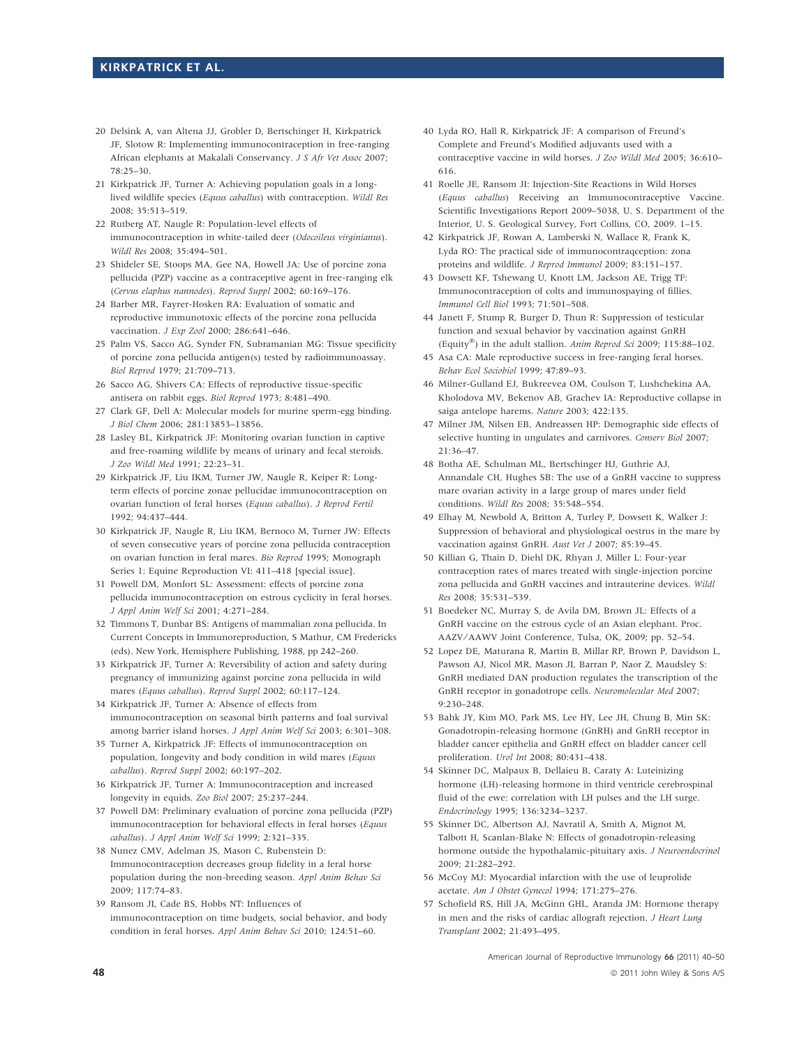20 Delsink A, van Altena JJ, Grobler D, Bertschinger H, Kirkpatrick JF, Slotow R: Implementing immunocontraception in free-ranging African elephants at Makalali Conservancy. *J S Afr Vet Assoc* 2007; 78:25–30.

21 Kirkpatrick JF, Turner A: Achieving population goals in a long-lived wildlife species (*Equus caballus*) with contraception. *Wildl Res* 2008; 35:513–519.

22 Rutberg AT, Naugle R: Population-level effects of immunocontraception in white-tailed deer (*Odocoileus virginianus*). *Wildl Res* 2008; 35:494–501.

23 Shideler SE, Stoops MA, Gee NA, Howell JA: Use of porcine zona pellucida (PZP) vaccine as a contraceptive agent in free-ranging elk (*Cervus elaphus nannodes*). *Reprod Suppl* 2002; 60:169–176.

24 Barber MR, Fayrer-Hosken RA: Evaluation of somatic and reproductive immunotoxic effects of the porcine zona pellucida vaccination. *J Exp Zool* 2000; 286:641–646.

25 Palm VS, Sacco AG, Synder FN, Subramanian MG: Tissue specificity of porcine zona pellucida antigen(s) tested by radioimmunoassay. *Biol Reprod* 1979; 21:709–713.

26 Sacco AG, Shivers CA: Effects of reproductive tissue-specific antisera on rabbit eggs. *Biol Reprod* 1973; 8:481–490.

27 Clark GF, Dell A: Molecular models for murine sperm-egg binding. *J Biol Chem* 2006; 281:13853–13856.

28 Lasley BL, Kirkpatrick JF: Monitoring ovarian function in captive and free-roaming wildlife by means of urinary and fecal steroids. *J Zoo Wildl Med* 1991; 22:23–31.

29 Kirkpatrick JF, Liu IKM, Turner JW, Naugle R, Keiper R: Long-term effects of porcine zonae pellucidae immunocontraception on ovarian function of feral horses (*Equus caballus*). *J Reprod Fertil* 1992; 94:437–444.

30 Kirkpatrick JF, Naugle R, Liu IKM, Bernoco M, Turner JW: Effects of seven consecutive years of porcine zona pellucida contraception on ovarian function in feral mares. *Bio Reprod* 1995; Monograph Series 1: Equine Reproduction VI: 411–418 [special issue].

31 Powell DM, Monfort SL: Assessment: effects of porcine zona pellucida immunocontraception on estrous cyclicity in feral horses. *J Appl Anim Welf Sci* 2001; 4:271–284.

32 Timmons T, Dunbar BS: Antigens of mammalian zona pellucida. In Current Concepts in Immunoreproduction, S Mathur, CM Fredericks (eds). New York, Hemisphere Publishing, 1988, pp 242–260.

33 Kirkpatrick JF, Turner A: Reversibility of action and safety during pregnancy of immunizing against porcine zona pellucida in wild mares (*Equus caballus*). *Reprod Suppl* 2002; 60:117–124.

34 Kirkpatrick JF, Turner A: Absence of effects from immunocontraception on seasonal birth patterns and foal survival among barrier island horses. *J Appl Anim Welf Sci* 2003; 6:301–308.

35 Turner A, Kirkpatrick JF: Effects of immunocontraception on population, longevity and body condition in wild mares (*Equus caballus*). *Reprod Suppl* 2002; 60:197–202.

36 Kirkpatrick JF, Turner A: Immunocontraception and increased longevity in equids. *Zoo Biol* 2007; 25:237–244.

37 Powell DM: Preliminary evaluation of porcine zona pellucida (PZP) immunocontraception for behavioral effects in feral horses (*Equus caballus*). *J Appl Anim Welf Sci* 1999; 2:321–335.

38 Nunez CMV, Adelman JS, Mason C, Rubenstein D: Immunocontraception decreases group fidelity in a feral horse population during the non-breeding season. *Appl Anim Behav Sci* 2009; 117:74–83.

39 Ransom JI, Cade BS, Hobbs NT: Influences of immunocontraception on time budgets, social behavior, and body condition in feral horses. *Appl Anim Behav Sci* 2010; 124:51–60.

40 Lyda RO, Hall R, Kirkpatrick JF: A comparison of Freund's Complete and Freund's Modified adjuvants used with a contraceptive vaccine in wild horses. *J Zoo Wildl Med* 2005; 36:610–616.

41 Roelle JE, Ransom JI: Injection-Site Reactions in Wild Horses (*Equus caballus*) Receiving an Immunocontraceptive Vaccine. Scientific Investigations Report 2009–5038, U. S. Department of the Interior, U. S. Geological Survey, Fort Collins, CO, 2009. 1–15.

42 Kirkpatrick JF, Rowan A, Lamberski N, Wallace R, Frank K, Lyda RO: The practical side of immunocontraqception: zona proteins and wildlife. *J Reprod Immunol* 2009; 83:151–157.

43 Dowsett KF, Tshewang U, Knott LM, Jackson AE, Trigg TF: Immunocontraception of colts and immunospaying of fillies. *Immunol Cell Biol* 1993; 71:501–508.

44 Janett F, Stump R, Burger D, Thun R: Suppression of testicular function and sexual behavior by vaccination against GnRH (Equity®) in the adult stallion. *Anim Reprod Sci* 2009; 115:88–102.

45 Asa CA: Male reproductive success in free-ranging feral horses. *Behav Ecol Sociobiol* 1999; 47:89–93.

46 Milner-Gulland EJ, Bukreevea OM, Coulson T, Lushchekina AA, Kholodova MV, Bekenov AB, Grachev IA: Reproductive collapse in saiga antelope harems. *Nature* 2003; 422:135.

47 Milner JM, Nilsen EB, Andreassen HP: Demographic side effects of selective hunting in ungulates and carnivores. *Conserv Biol* 2007; 21:36–47.

48 Botha AE, Schulman ML, Bertschinger HJ, Guthrie AJ, Annandale CH, Hughes SB: The use of a GnRH vaccine to suppress mare ovarian activity in a large group of mares under field conditions. *Wildl Res* 2008; 35:548–554.

49 Elhay M, Newbold A, Britton A, Turley P, Dowsett K, Walker J: Suppression of behavioral and physiological oestrus in the mare by vaccination against GnRH. *Aust Vet J* 2007; 85:39–45.

50 Killian G, Thain D, Diehl DK, Rhyan J, Miller L: Four-year contraception rates of mares treated with single-injection porcine zona pellucida and GnRH vaccines and intrauterine devices. *Wildl Res* 2008; 35:531–539.

51 Boedeker NC, Murray S, de Avila DM, Brown JL: Effects of a GnRH vaccine on the estrous cycle of an Asian elephant. Proc. AAZV/AAWV Joint Conference, Tulsa, OK, 2009; pp. 52–54.

52 Lopez DE, Maturana R, Martin B, Millar RP, Brown P, Davidson L, Pawson AJ, Nicol MR, Mason JI, Barran P, Naor Z, Maudsley S: GnRH mediated DAN production regulates the transcription of the GnRH receptor in gonadotrope cells. *Neuromolecular Med* 2007; 9:230–248.

53 Bahk JY, Kim MO, Park MS, Lee HY, Lee JH, Chung B, Min SK: Gonadotropin-releasing hormone (GnRH) and GnRH receptor in bladder cancer epithelia and GnRH effect on bladder cancer cell proliferation. *Urol Int* 2008; 80:431–438.

54 Skinner DC, Malpaux B, Delaleu B, Caraty A: Luteinizing hormone (LH)-releasing hormone in third ventricle cerebrospinal fluid of the ewe: correlation with LH pulses and the LH surge. *Endocrinology* 1995; 136:3234–3237.

55 Skinner DC, Albertson AJ, Navratil A, Smith A, Mignot M, Talbott H, Scanlan-Blake N: Effects of gonadotropin-releasing hormone outside the hypothalamic-pituitary axis. *J Neuroendocrinol* 2009; 21:282–292.

56 McCoy MJ: Myocardial infarction with the use of leuprolide acetate. *Am J Obstet Gynecol* 1994; 171:275–276.

57 Schofield RS, Hill JA, McGinn GHL, Aranda JM: Hormone therapy in men and the risks of cardiac allograft rejection. *J Heart Lung Transplant* 2002; 21:493–495.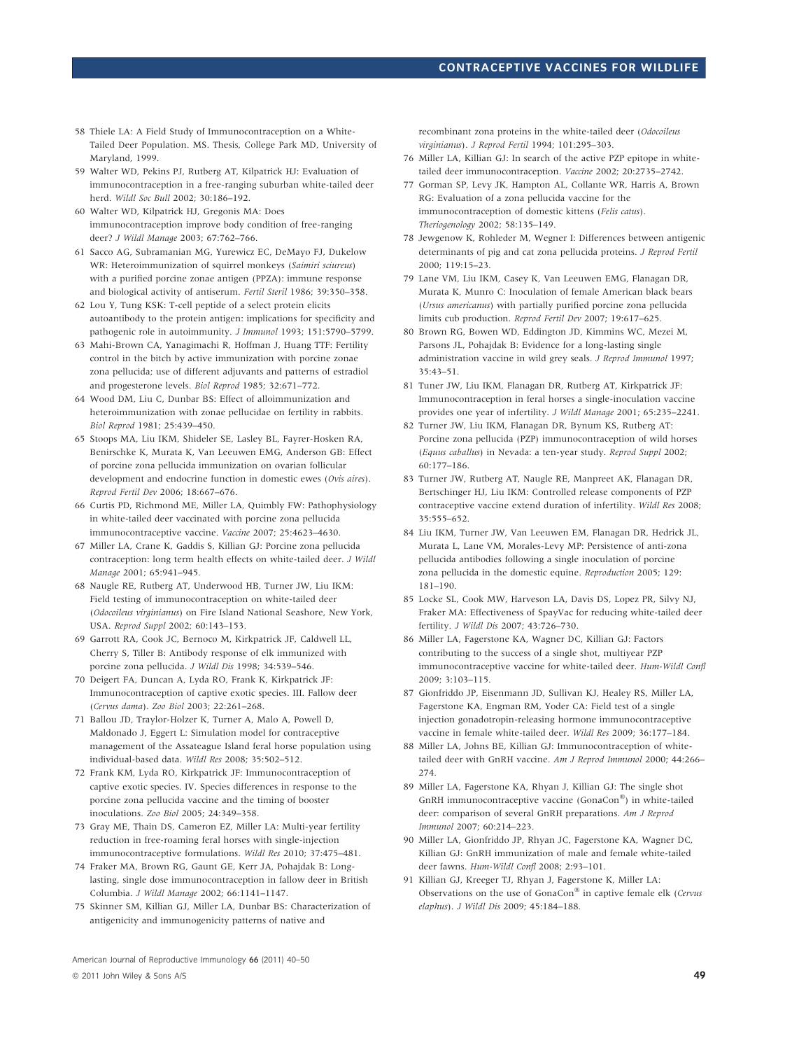58 Thiele LA: A Field Study of Immunocontraception on a White-Tailed Deer Population. MS. Thesis, College Park MD, University of Maryland, 1999.

59 Walter WD, Pekins PJ, Rutberg AT, Kilpatrick HJ: Evaluation of immunocontraception in a free-ranging suburban white-tailed deer herd. *Wildl Soc Bull* 2002; 30:186–192.

60 Walter WD, Kilpatrick HJ, Gregonis MA: Does immunocontraception improve body condition of free-ranging deer? *J Wildl Manage* 2003; 67:762–766.

61 Sacco AG, Subramanian MG, Yurewicz EC, DeMayo FJ, Dukelow WR: Heteroimmunization of squirrel monkeys (*Saimiri sciureus*) with a purified porcine zonae antigen (PPZA): immune response and biological activity of antiserum. *Fertil Steril* 1986; 39:350–358.

62 Lou Y, Tung KSK: T-cell peptide of a select protein elicits autoantibody to the protein antigen: implications for specificity and pathogenic role in autoimmunity. *J Immunol* 1993; 151:5790–5799.

63 Mahi-Brown CA, Yanagimachi R, Hoffman J, Huang TTF: Fertility control in the bitch by active immunization with porcine zonae zona pellucida; use of different adjuvants and patterns of estradiol and progesterone levels. *Biol Reprod* 1985; 32:671–772.

64 Wood DM, Liu C, Dunbar BS: Effect of alloimmunization and heteroimmunization with zonae pellucidae on fertility in rabbits. *Biol Reprod* 1981; 25:439–450.

65 Stoops MA, Liu IKM, Shideler SE, Lasley BL, Fayrer-Hosken RA, Benirschke K, Murata K, Van Leeuwen EMG, Anderson GB: Effect of porcine zona pellucida immunization on ovarian follicular development and endocrine function in domestic ewes (*Ovis aires*). *Reprod Fertil Dev* 2006; 18:667–676.

66 Curtis PD, Richmond ME, Miller LA, Quimbly FW: Pathophysiology in white-tailed deer vaccinated with porcine zona pellucida immunocontraceptive vaccine. *Vaccine* 2007; 25:4623–4630.

67 Miller LA, Crane K, Gaddis S, Killian GJ: Porcine zona pellucida contraception: long term health effects on white-tailed deer. *J Wildl Manage* 2001; 65:941–945.

68 Naugle RE, Rutberg AT, Underwood HB, Turner JW, Liu IKM: Field testing of immunocontraception on white-tailed deer (*Odocoileus virginianus*) on Fire Island National Seashore, New York, USA. *Reprod Suppl* 2002; 60:143–153.

69 Garrott RA, Cook JC, Bernoco M, Kirkpatrick JF, Caldwell LL, Cherry S, Tiller B: Antibody response of elk immunized with porcine zona pellucida. *J Wildl Dis* 1998; 34:539–546.

70 Deigert FA, Duncan A, Lyda RO, Frank K, Kirkpatrick JF: Immunocontraception of captive exotic species. III. Fallow deer (*Cervus dama*). *Zoo Biol* 2003; 22:261–268.

71 Ballou JD, Traylor-Holzer K, Turner A, Malo A, Powell D, Maldonado J, Eggert L: Simulation model for contraceptive management of the Assateague Island feral horse population using individual-based data. *Wildl Res* 2008; 35:502–512.

72 Frank KM, Lyda RO, Kirkpatrick JF: Immunocontraception of captive exotic species. IV. Species differences in response to the porcine zona pellucida vaccine and the timing of booster inoculations. *Zoo Biol* 2005; 24:349–358.

73 Gray ME, Thain DS, Cameron EZ, Miller LA: Multi-year fertility reduction in free-roaming feral horses with single-injection immunocontraceptive formulations. *Wildl Res* 2010; 37:475–481.

74 Fraker MA, Brown RG, Gaunt GE, Kerr JA, Pohajdak B: Long-lasting, single dose immunocontraception in fallow deer in British Columbia. *J Wildl Manage* 2002; 66:1141–1147.

75 Skinner SM, Killian GJ, Miller LA, Dunbar BS: Characterization of antigenicity and immunogenicity patterns of native and recombinant zona proteins in the white-tailed deer (*Odocoileus virginianus*). *J Reprod Fertil* 1994; 101:295–303.

76 Miller LA, Killian GJ: In search of the active PZP epitope in white-tailed deer immunocontraception. *Vaccine* 2002; 20:2735–2742.

77 Gorman SP, Levy JK, Hampton AL, Collante WR, Harris A, Brown RG: Evaluation of a zona pellucida vaccine for the immunocontraception of domestic kittens (*Felis catus*). *Theriogenology* 2002; 58:135–149.

78 Jewgenow K, Rohleder M, Wegner I: Differences between antigenic determinants of pig and cat zona pellucida proteins. *J Reprod Fertil* 2000; 119:15–23.

79 Lane VM, Liu IKM, Casey K, Van Leeuwen EMG, Flanagan DR, Murata K, Munro C: Inoculation of female American black bears (*Ursus americanus*) with partially purified porcine zona pellucida limits cub production. *Reprod Fertil Dev* 2007; 19:617–625.

80 Brown RG, Bowen WD, Eddington JD, Kimmins WC, Mezei M, Parsons JL, Pohajdak B: Evidence for a long-lasting single administration vaccine in wild grey seals. *J Reprod Immunol* 1997; 35:43–51.

81 Tuner JW, Liu IKM, Flanagan DR, Rutberg AT, Kirkpatrick JF: Immunocontraception in feral horses a single-inoculation vaccine provides one year of infertility. *J Wildl Manage* 2001; 65:235–2241.

82 Turner JW, Liu IKM, Flanagan DR, Bynum KS, Rutberg AT: Porcine zona pellucida (PZP) immunocontraception of wild horses (*Equus caballus*) in Nevada: a ten-year study. *Reprod Suppl* 2002; 60:177–186.

83 Turner JW, Rutberg AT, Naugle RE, Manpreet AK, Flanagan DR, Bertschinger HJ, Liu IKM: Controlled release components of PZP contraceptive vaccine extend duration of infertility. *Wildl Res* 2008; 35:555–652.

84 Liu IKM, Turner JW, Van Leeuwen EM, Flanagan DR, Hedrick JL, Murata L, Lane VM, Morales-Levy MP: Persistence of anti-zona pellucida antibodies following a single inoculation of porcine zona pellucida in the domestic equine. *Reproduction* 2005; 129: 181–190.

85 Locke SL, Cook MW, Harveson LA, Davis DS, Lopez PR, Silvy NJ, Fraker MA: Effectiveness of SpayVac for reducing white-tailed deer fertility. *J Wildl Dis* 2007; 43:726–730.

86 Miller LA, Fagerstone KA, Wagner DC, Killian GJ: Factors contributing to the success of a single shot, multiyear PZP immunocontraceptive vaccine for white-tailed deer. *Hum-Wildl Confl* 2009; 3:103–115.

87 Gionfriddo JP, Eisenmann JD, Sullivan KJ, Healey RS, Miller LA, Fagerstone KA, Engman RM, Yoder CA: Field test of a single injection gonadotropin-releasing hormone immunocontraceptive vaccine in female white-tailed deer. *Wildl Res* 2009; 36:177–184.

88 Miller LA, Johns BE, Killian GJ: Immunocontraception of white-tailed deer with GnRH vaccine. *Am J Reprod Immunol* 2000; 44:266–274.

89 Miller LA, Fagerstone KA, Rhyan J, Killian GJ: The single shot GnRH immunocontraceptive vaccine (GonaCon®) in white-tailed deer: comparison of several GnRH preparations. *Am J Reprod Immunol* 2007; 60:214–223.

90 Miller LA, Gionfriddo JP, Rhyan JC, Fagerstone KA, Wagner DC, Killian GJ: GnRH immunization of male and female white-tailed deer fawns. *Hum-Wildl Confl* 2008; 2:93–101.

91 Killian GJ, Kreeger TJ, Rhyan J, Fagerstone K, Miller LA: Observations on the use of GonaCon® in captive female elk (*Cervus elaphus*). *J Wildl Dis* 2009; 45:184–188.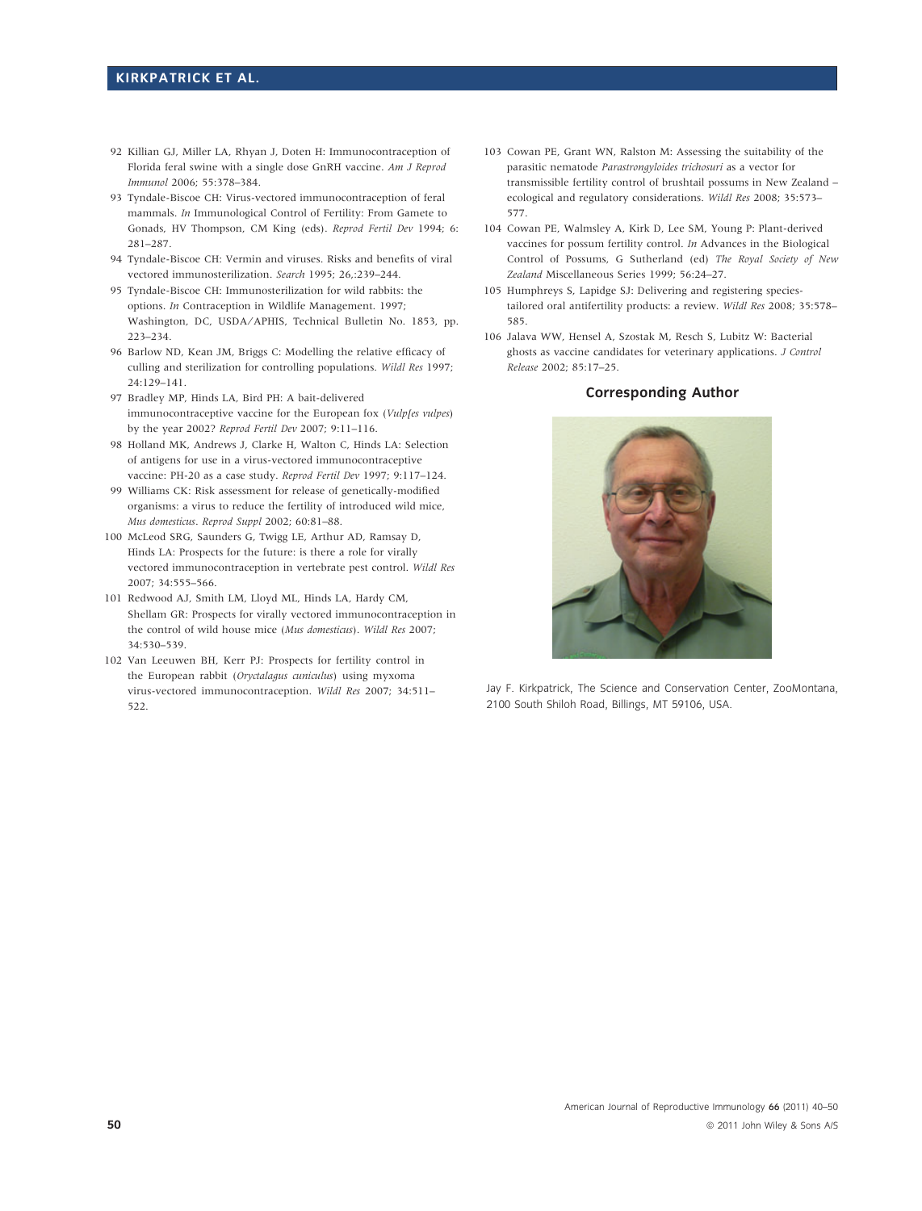92 Killian GJ, Miller LA, Rhyan J, Doten H: Immunocontraception of Florida feral swine with a single dose GnRH vaccine. *Am J Reprod Immunol* 2006; 55:378–384.

93 Tyndale-Biscoe CH: Virus-vectored immunocontraception of feral mammals. *In* Immunological Control of Fertility: From Gamete to Gonads, HV Thompson, CM King (eds). *Reprod Fertil Dev* 1994; 6: 281–287.

94 Tyndale-Biscoe CH: Vermin and viruses. Risks and benefits of viral vectored immunosterilization. *Search* 1995; 26,:239–244.

95 Tyndale-Biscoe CH: Immunosterilization for wild rabbits: the options. *In* Contraception in Wildlife Management. 1997; Washington, DC, USDA/APHIS, Technical Bulletin No. 1853, pp. 223–234.

96 Barlow ND, Kean JM, Briggs C: Modelling the relative efficacy of culling and sterilization for controlling populations. *Wildl Res* 1997; 24:129–141.

97 Bradley MP, Hinds LA, Bird PH: A bait-delivered immunocontraceptive vaccine for the European fox (*Vulp[es vulpes*) by the year 2002? *Reprod Fertil Dev* 2007; 9:11–116.

98 Holland MK, Andrews J, Clarke H, Walton C, Hinds LA: Selection of antigens for use in a virus-vectored immunocontraceptive vaccine: PH-20 as a case study. *Reprod Fertil Dev* 1997; 9:117–124.

99 Williams CK: Risk assessment for release of genetically-modified organisms: a virus to reduce the fertility of introduced wild mice, *Mus domesticus*. *Reprod Suppl* 2002; 60:81–88.

100 McLeod SRG, Saunders G, Twigg LE, Arthur AD, Ramsay D, Hinds LA: Prospects for the future: is there a role for virally vectored immunocontraception in vertebrate pest control. *Wildl Res* 2007; 34:555–566.

101 Redwood AJ, Smith LM, Lloyd ML, Hinds LA, Hardy CM, Shellam GR: Prospects for virally vectored immunocontraception in the control of wild house mice (*Mus domesticus*). *Wildl Res* 2007; 34:530–539.

102 Van Leeuwen BH, Kerr PJ: Prospects for fertility control in the European rabbit (*Oryctalagus cuniculus*) using myxoma virus-vectored immunocontraception. *Wildl Res* 2007; 34:511–522.

103 Cowan PE, Grant WN, Ralston M: Assessing the suitability of the parasitic nematode *Parastrongyloides trichosuri* as a vector for transmissible fertility control of brushtail possums in New Zealand – ecological and regulatory considerations. *Wildl Res* 2008; 35:573–577.

104 Cowan PE, Walmsley A, Kirk D, Lee SM, Young P: Plant-derived vaccines for possum fertility control. *In* Advances in the Biological Control of Possums, G Sutherland (ed) *The Royal Society of New Zealand* Miscellaneous Series 1999; 56:24–27.

105 Humphreys S, Lapidge SJ: Delivering and registering species-tailored oral antifertility products: a review. *Wildl Res* 2008; 35:578–585.

106 Jalava WW, Hensel A, Szostak M, Resch S, Lubitz W: Bacterial ghosts as vaccine candidates for veterinary applications. *J Control Release* 2002; 85:17–25.

## Corresponding Author

Jay F. Kirkpatrick, The Science and Conservation Center, ZooMontana, 2100 South Shiloh Road, Billings, MT 59106, USA.